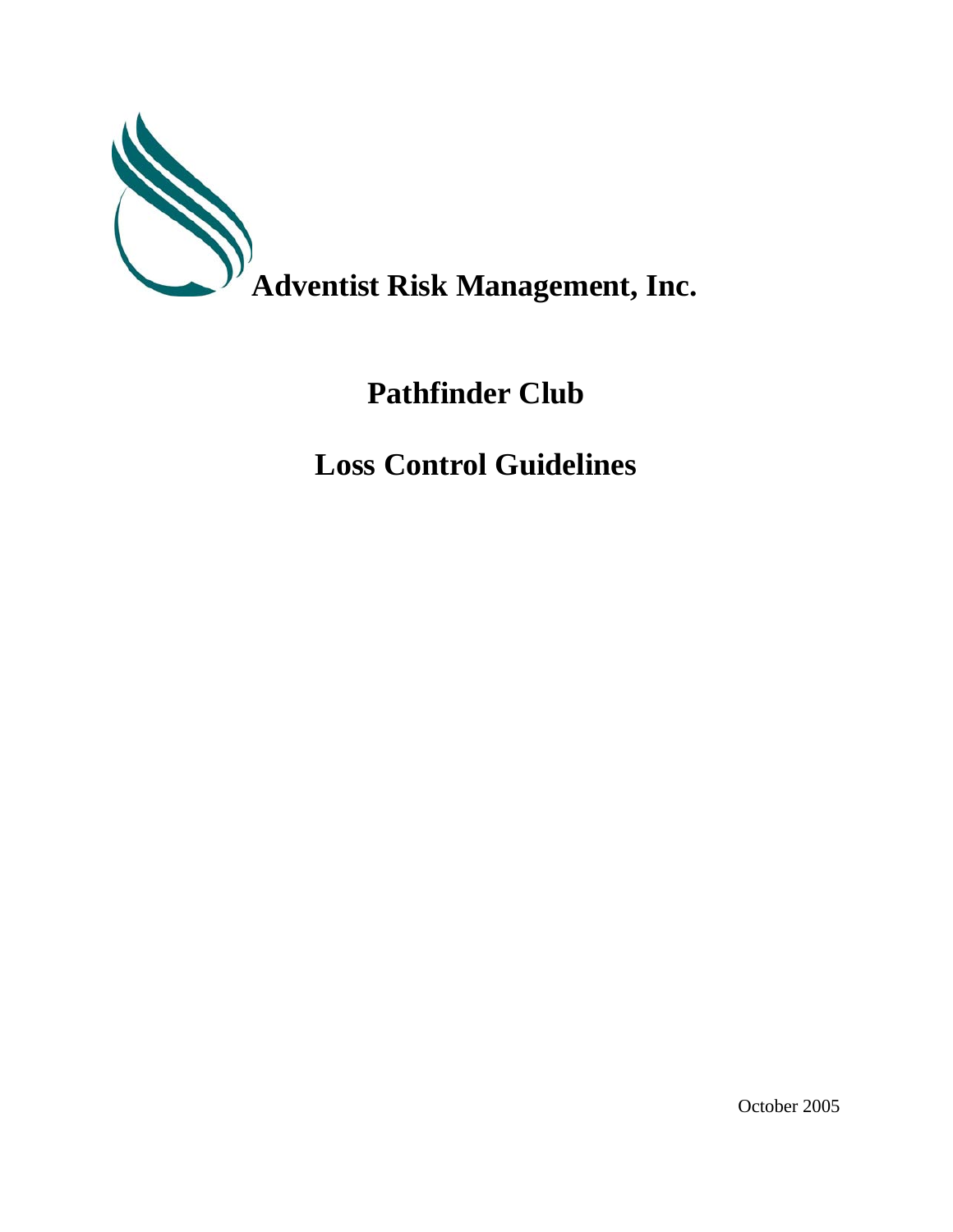**Adventist Risk Management, Inc.**

# Pathfinder Club

# Loss Control Guidelines

October 2005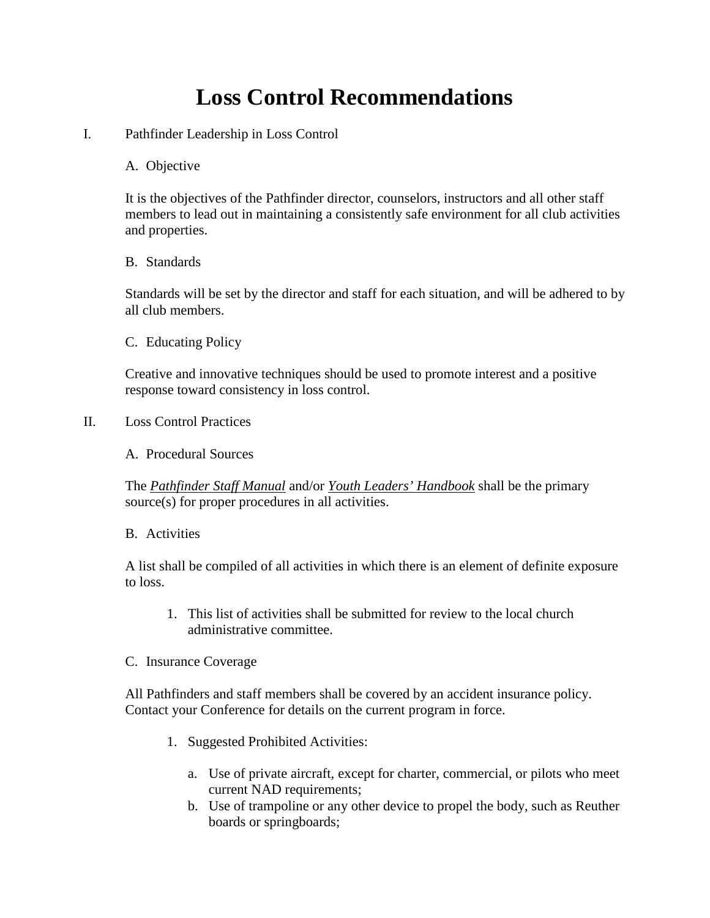# Loss Control Recommendations

I. Pathfinder Leadership in Loss Control

A. Objective

It is the objectives of the Pathfinder director, counselors, instructors and all other staff members to lead out in maintaining a consistently safe environment for all club activities and properties.

B. Standards

Standards will be set by the director and staff for each situation, and will be adhered to by all club members.

C. Educating Policy

Creative and innovative techniques should be used to promote interest and a positive response toward consistency in loss control.

II. Loss Control Practices

A. Procedural Sources

The ***Pathfinder Staff Manual*** and/or ***Youth Leaders' Handbook*** shall be the primary source(s) for proper procedures in all activities.

B. Activities

A list shall be compiled of all activities in which there is an element of definite exposure to loss.

1. This list of activities shall be submitted for review to the local church administrative committee.

C. Insurance Coverage

All Pathfinders and staff members shall be covered by an accident insurance policy. Contact your Conference for details on the current program in force.

1. Suggested Prohibited Activities:

   a. Use of private aircraft, except for charter, commercial, or pilots who meet current NAD requirements;
   b. Use of trampoline or any other device to propel the body, such as Reuther boards or springboards;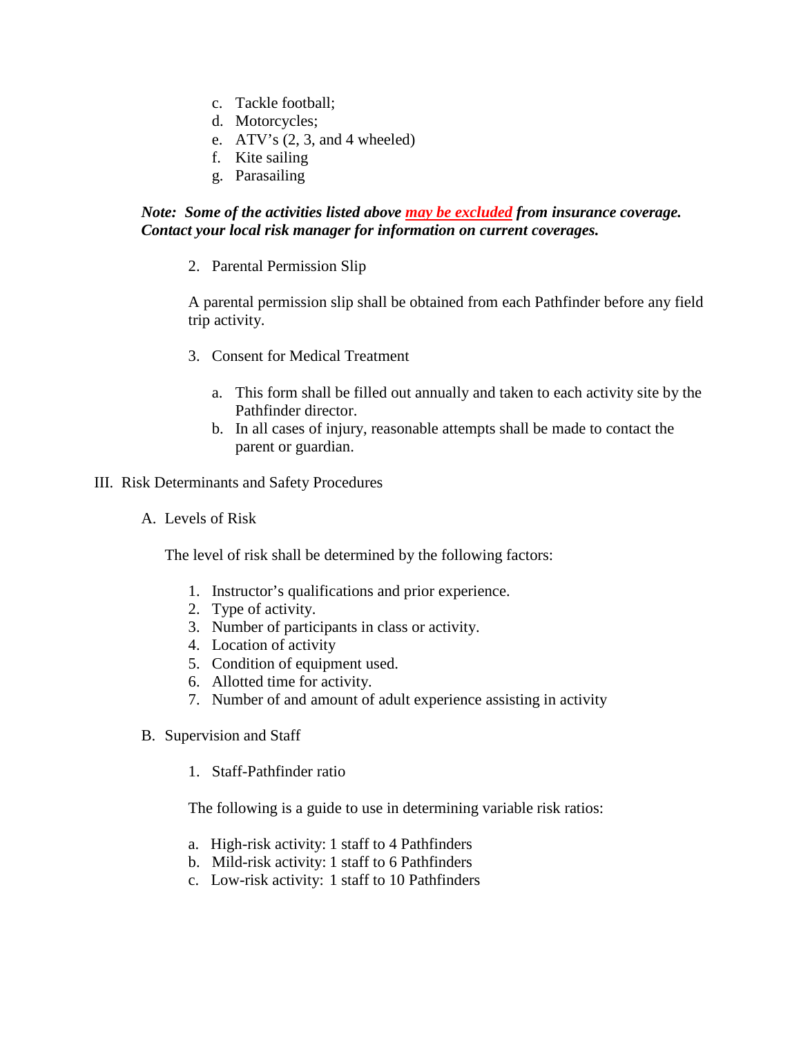c. Tackle football;
d. Motorcycles;
e. ATV's (2, 3, and 4 wheeled)
f. Kite sailing
g. Parasailing

***Note: Some of the activities listed above <u>may be excluded</u> from insurance coverage. Contact your local risk manager for information on current coverages.***

2. Parental Permission Slip

A parental permission slip shall be obtained from each Pathfinder before any field trip activity.

3. Consent for Medical Treatment

   a. This form shall be filled out annually and taken to each activity site by the Pathfinder director.
   b. In all cases of injury, reasonable attempts shall be made to contact the parent or guardian.

III. Risk Determinants and Safety Procedures

A. Levels of Risk

The level of risk shall be determined by the following factors:

1. Instructor's qualifications and prior experience.
2. Type of activity.
3. Number of participants in class or activity.
4. Location of activity
5. Condition of equipment used.
6. Allotted time for activity.
7. Number of and amount of adult experience assisting in activity

B. Supervision and Staff

1. Staff-Pathfinder ratio

The following is a guide to use in determining variable risk ratios:

a. High-risk activity: 1 staff to 4 Pathfinders
b. Mild-risk activity: 1 staff to 6 Pathfinders
c. Low-risk activity: 1 staff to 10 Pathfinders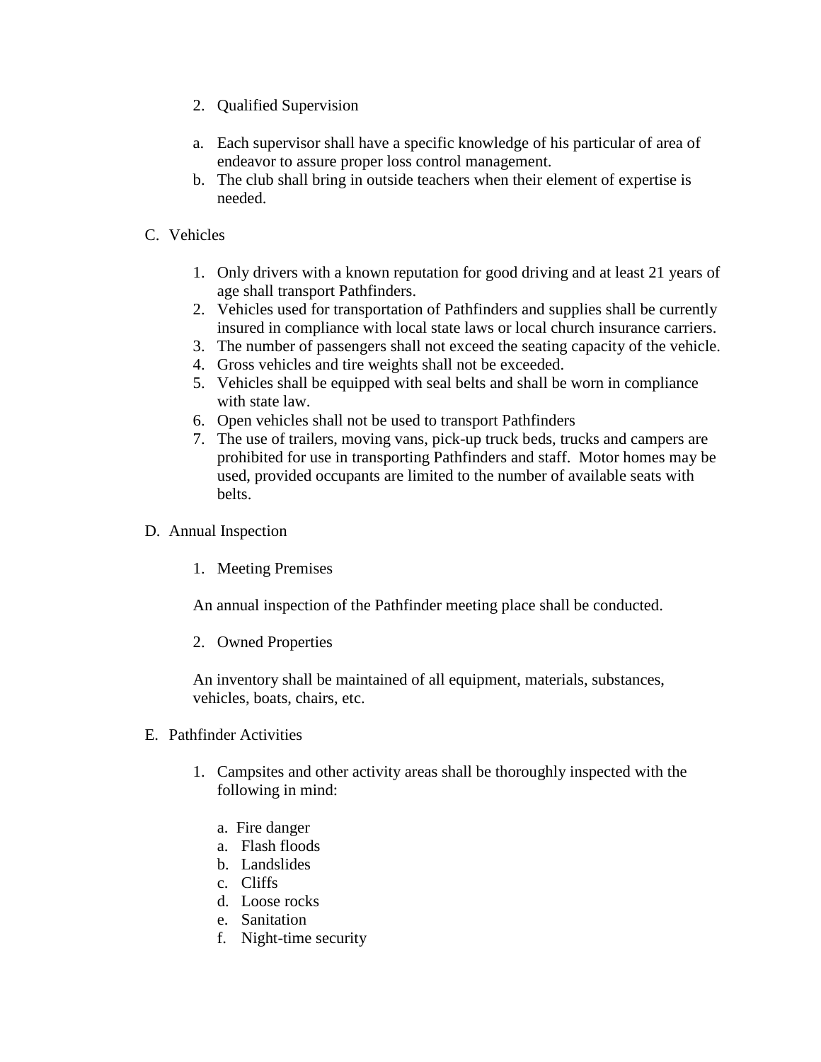2. Qualified Supervision

a. Each supervisor shall have a specific knowledge of his particular of area of endeavor to assure proper loss control management.
b. The club shall bring in outside teachers when their element of expertise is needed.

C. Vehicles

1. Only drivers with a known reputation for good driving and at least 21 years of age shall transport Pathfinders.
2. Vehicles used for transportation of Pathfinders and supplies shall be currently insured in compliance with local state laws or local church insurance carriers.
3. The number of passengers shall not exceed the seating capacity of the vehicle.
4. Gross vehicles and tire weights shall not be exceeded.
5. Vehicles shall be equipped with seal belts and shall be worn in compliance with state law.
6. Open vehicles shall not be used to transport Pathfinders
7. The use of trailers, moving vans, pick-up truck beds, trucks and campers are prohibited for use in transporting Pathfinders and staff. Motor homes may be used, provided occupants are limited to the number of available seats with belts.

D. Annual Inspection

1. Meeting Premises

An annual inspection of the Pathfinder meeting place shall be conducted.

2. Owned Properties

An inventory shall be maintained of all equipment, materials, substances, vehicles, boats, chairs, etc.

E. Pathfinder Activities

1. Campsites and other activity areas shall be thoroughly inspected with the following in mind:

   a. Fire danger
   a. Flash floods
   b. Landslides
   c. Cliffs
   d. Loose rocks
   e. Sanitation
   f. Night-time security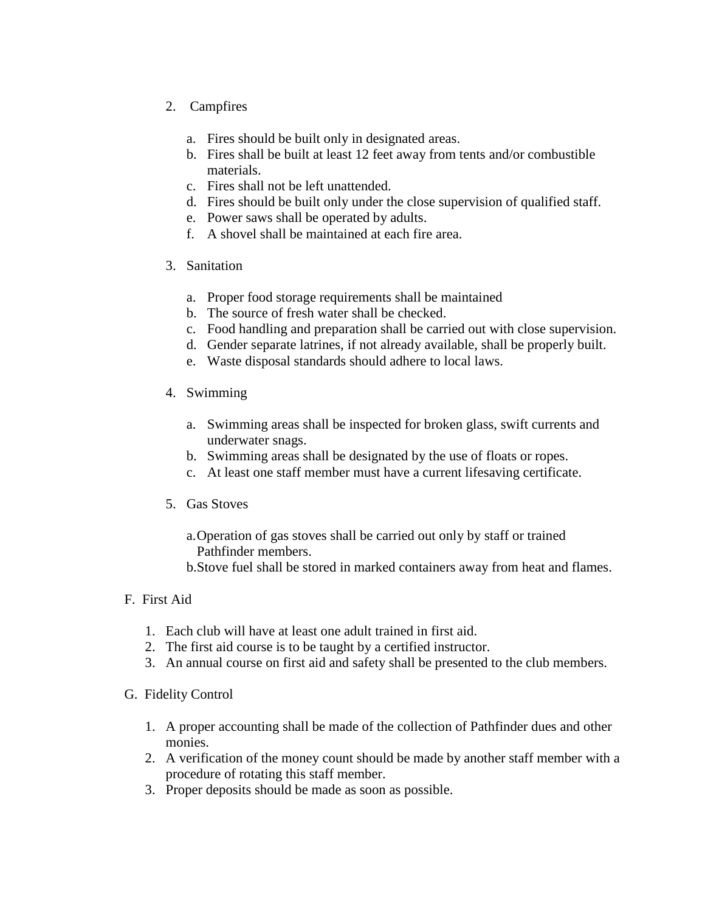2. Campfires

    a. Fires should be built only in designated areas.
    b. Fires shall be built at least 12 feet away from tents and/or combustible materials.
    c. Fires shall not be left unattended.
    d. Fires should be built only under the close supervision of qualified staff.
    e. Power saws shall be operated by adults.
    f. A shovel shall be maintained at each fire area.

3. Sanitation

    a. Proper food storage requirements shall be maintained
    b. The source of fresh water shall be checked.
    c. Food handling and preparation shall be carried out with close supervision.
    d. Gender separate latrines, if not already available, shall be properly built.
    e. Waste disposal standards should adhere to local laws.

4. Swimming

    a. Swimming areas shall be inspected for broken glass, swift currents and underwater snags.
    b. Swimming areas shall be designated by the use of floats or ropes.
    c. At least one staff member must have a current lifesaving certificate.

5. Gas Stoves

    a. Operation of gas stoves shall be carried out only by staff or trained Pathfinder members.
    b. Stove fuel shall be stored in marked containers away from heat and flames.

F. First Aid

1. Each club will have at least one adult trained in first aid.
2. The first aid course is to be taught by a certified instructor.
3. An annual course on first aid and safety shall be presented to the club members.

G. Fidelity Control

1. A proper accounting shall be made of the collection of Pathfinder dues and other monies.
2. A verification of the money count should be made by another staff member with a procedure of rotating this staff member.
3. Proper deposits should be made as soon as possible.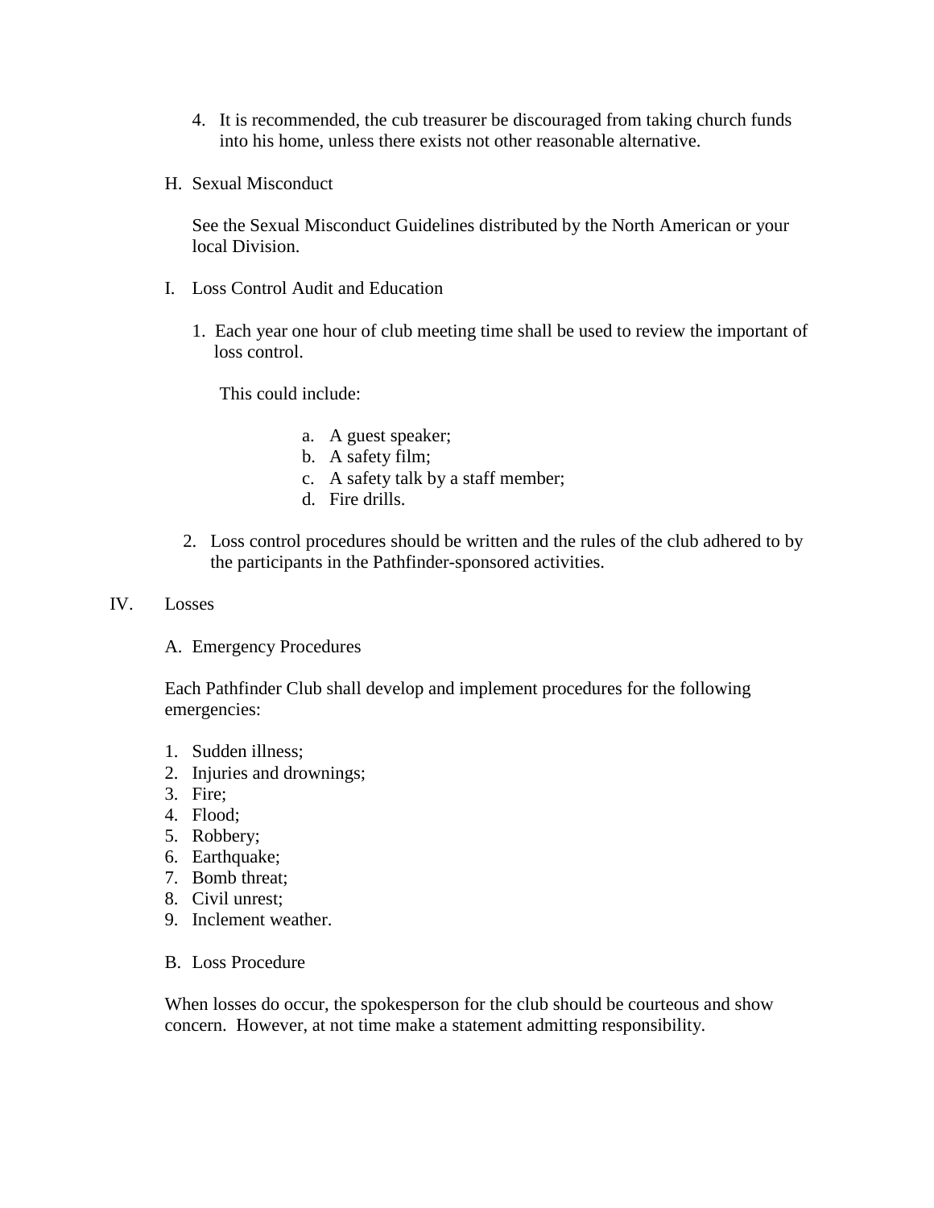4. It is recommended, the cub treasurer be discouraged from taking church funds into his home, unless there exists not other reasonable alternative.

H. Sexual Misconduct

See the Sexual Misconduct Guidelines distributed by the North American or your local Division.

I. Loss Control Audit and Education

1. Each year one hour of club meeting time shall be used to review the important of loss control.

   This could include:

   a. A guest speaker;
   b. A safety film;
   c. A safety talk by a staff member;
   d. Fire drills.

2. Loss control procedures should be written and the rules of the club adhered to by the participants in the Pathfinder-sponsored activities.

IV. Losses

A. Emergency Procedures

Each Pathfinder Club shall develop and implement procedures for the following emergencies:

1. Sudden illness;
2. Injuries and drownings;
3. Fire;
4. Flood;
5. Robbery;
6. Earthquake;
7. Bomb threat;
8. Civil unrest;
9. Inclement weather.

B. Loss Procedure

When losses do occur, the spokesperson for the club should be courteous and show concern. However, at not time make a statement admitting responsibility.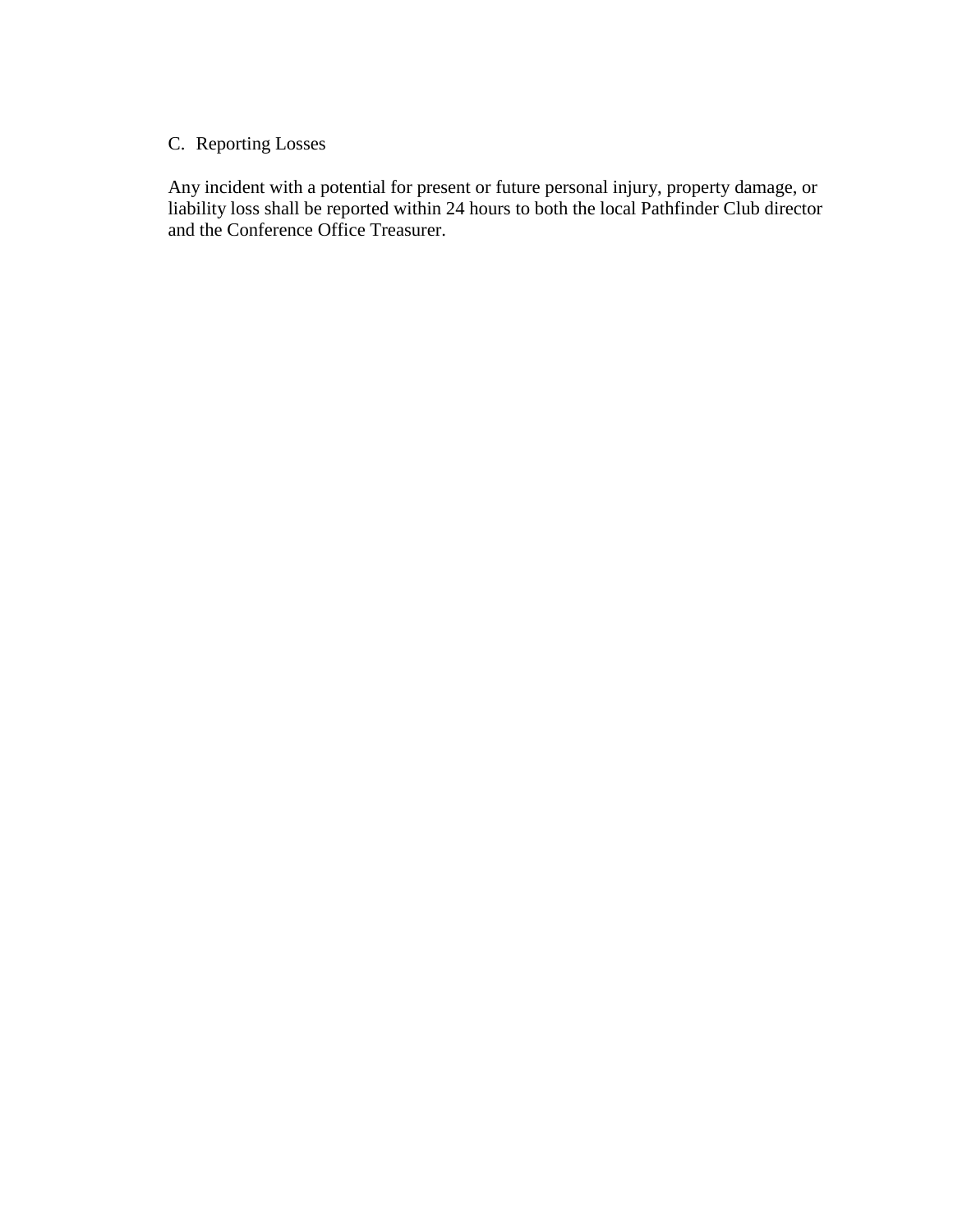### C. Reporting Losses

Any incident with a potential for present or future personal injury, property damage, or liability loss shall be reported within 24 hours to both the local Pathfinder Club director and the Conference Office Treasurer.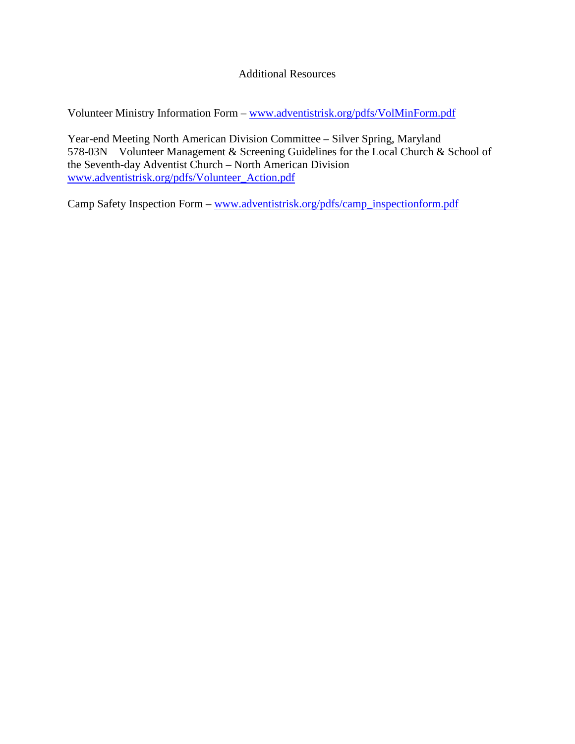## Additional Resources

Volunteer Ministry Information Form – www.adventistrisk.org/pdfs/VolMinForm.pdf

Year-end Meeting North American Division Committee – Silver Spring, Maryland
578-03N Volunteer Management & Screening Guidelines for the Local Church & School of the Seventh-day Adventist Church – North American Division
www.adventistrisk.org/pdfs/Volunteer_Action.pdf

Camp Safety Inspection Form – www.adventistrisk.org/pdfs/camp_inspectionform.pdf